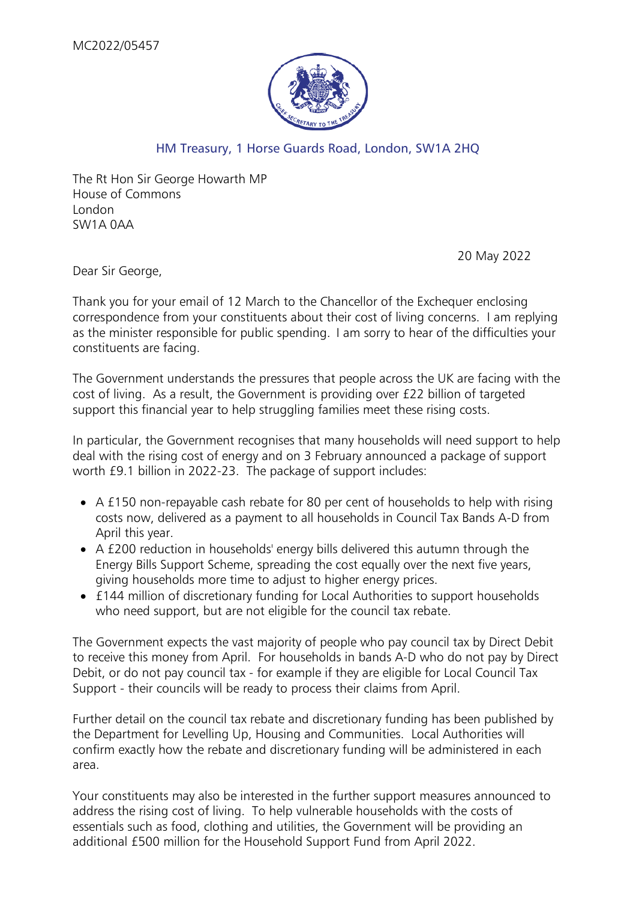MC2022/05457

HM Treasury, 1 Horse Guards Road, London, SW1A 2HQ

The Rt Hon Sir George Howarth MP
House of Commons
London
SW1A 0AA

20 May 2022

Dear Sir George,

Thank you for your email of 12 March to the Chancellor of the Exchequer enclosing correspondence from your constituents about their cost of living concerns. I am replying as the minister responsible for public spending. I am sorry to hear of the difficulties your constituents are facing.

The Government understands the pressures that people across the UK are facing with the cost of living. As a result, the Government is providing over £22 billion of targeted support this financial year to help struggling families meet these rising costs.

In particular, the Government recognises that many households will need support to help deal with the rising cost of energy and on 3 February announced a package of support worth £9.1 billion in 2022-23. The package of support includes:

- A £150 non-repayable cash rebate for 80 per cent of households to help with rising costs now, delivered as a payment to all households in Council Tax Bands A-D from April this year.
- A £200 reduction in households' energy bills delivered this autumn through the Energy Bills Support Scheme, spreading the cost equally over the next five years, giving households more time to adjust to higher energy prices.
- £144 million of discretionary funding for Local Authorities to support households who need support, but are not eligible for the council tax rebate.

The Government expects the vast majority of people who pay council tax by Direct Debit to receive this money from April. For households in bands A-D who do not pay by Direct Debit, or do not pay council tax - for example if they are eligible for Local Council Tax Support - their councils will be ready to process their claims from April.

Further detail on the council tax rebate and discretionary funding has been published by the Department for Levelling Up, Housing and Communities. Local Authorities will confirm exactly how the rebate and discretionary funding will be administered in each area.

Your constituents may also be interested in the further support measures announced to address the rising cost of living. To help vulnerable households with the costs of essentials such as food, clothing and utilities, the Government will be providing an additional £500 million for the Household Support Fund from April 2022.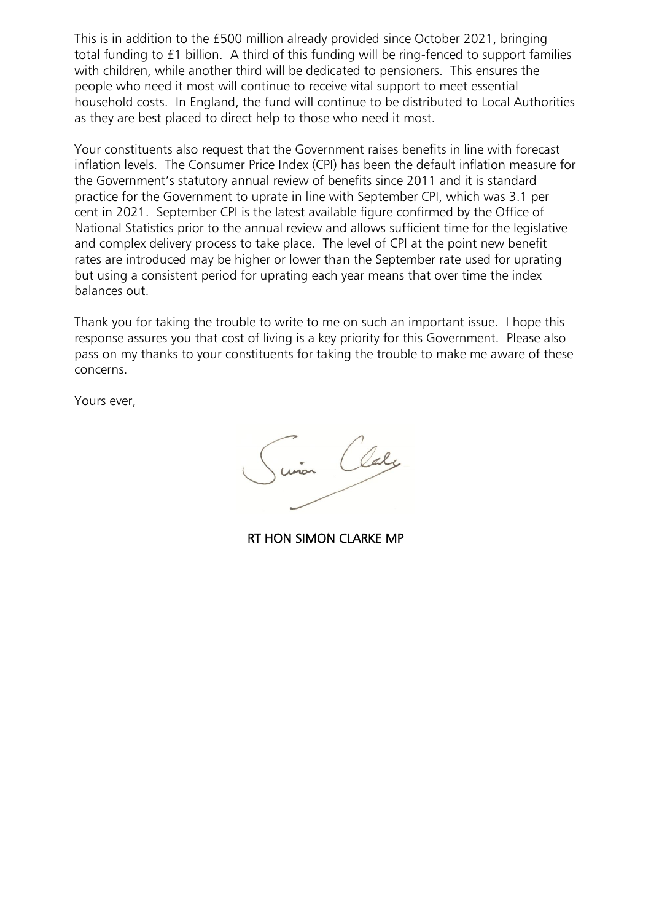This is in addition to the £500 million already provided since October 2021, bringing total funding to £1 billion. A third of this funding will be ring-fenced to support families with children, while another third will be dedicated to pensioners. This ensures the people who need it most will continue to receive vital support to meet essential household costs. In England, the fund will continue to be distributed to Local Authorities as they are best placed to direct help to those who need it most.

Your constituents also request that the Government raises benefits in line with forecast inflation levels. The Consumer Price Index (CPI) has been the default inflation measure for the Government's statutory annual review of benefits since 2011 and it is standard practice for the Government to uprate in line with September CPI, which was 3.1 per cent in 2021. September CPI is the latest available figure confirmed by the Office of National Statistics prior to the annual review and allows sufficient time for the legislative and complex delivery process to take place. The level of CPI at the point new benefit rates are introduced may be higher or lower than the September rate used for uprating but using a consistent period for uprating each year means that over time the index balances out.

Thank you for taking the trouble to write to me on such an important issue. I hope this response assures you that cost of living is a key priority for this Government. Please also pass on my thanks to your constituents for taking the trouble to make me aware of these concerns.

Yours ever,

Simon Clarke

**RT HON SIMON CLARKE MP**